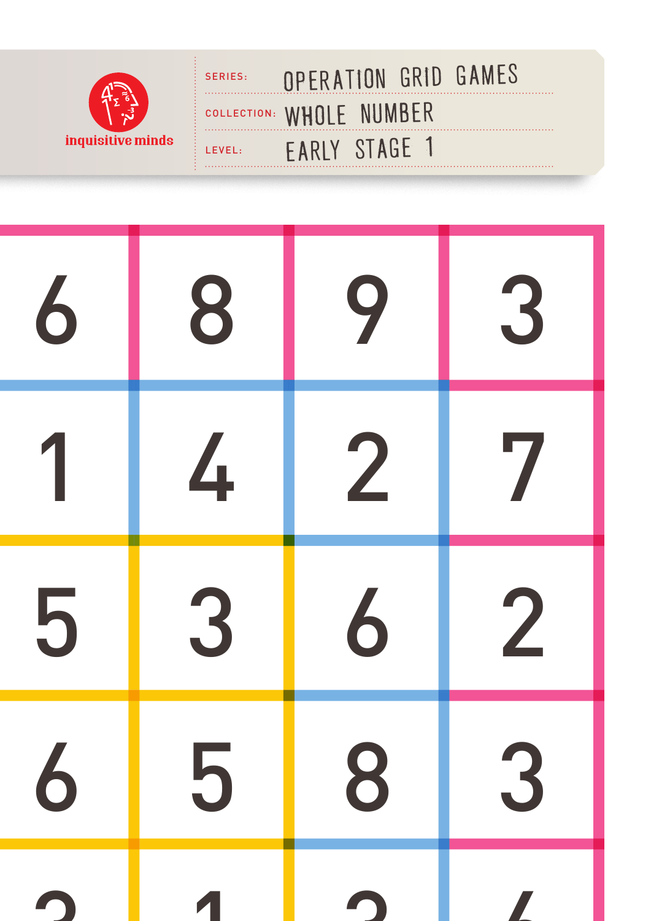inquisitive minds

SERIES: OPERATION GRID GAMES

COLLECTION: WHOLE NUMBER

LEVEL: EARLY STAGE 1

| | | | |
|---|---|---|---|
| 6 | 8 | 9 | 3 |
| 1 | 4 | 2 | 7 |
| 5 | 3 | 6 | 2 |
| 6 | 5 | 8 | 3 |
| 2 | 1 | 2 | 4 |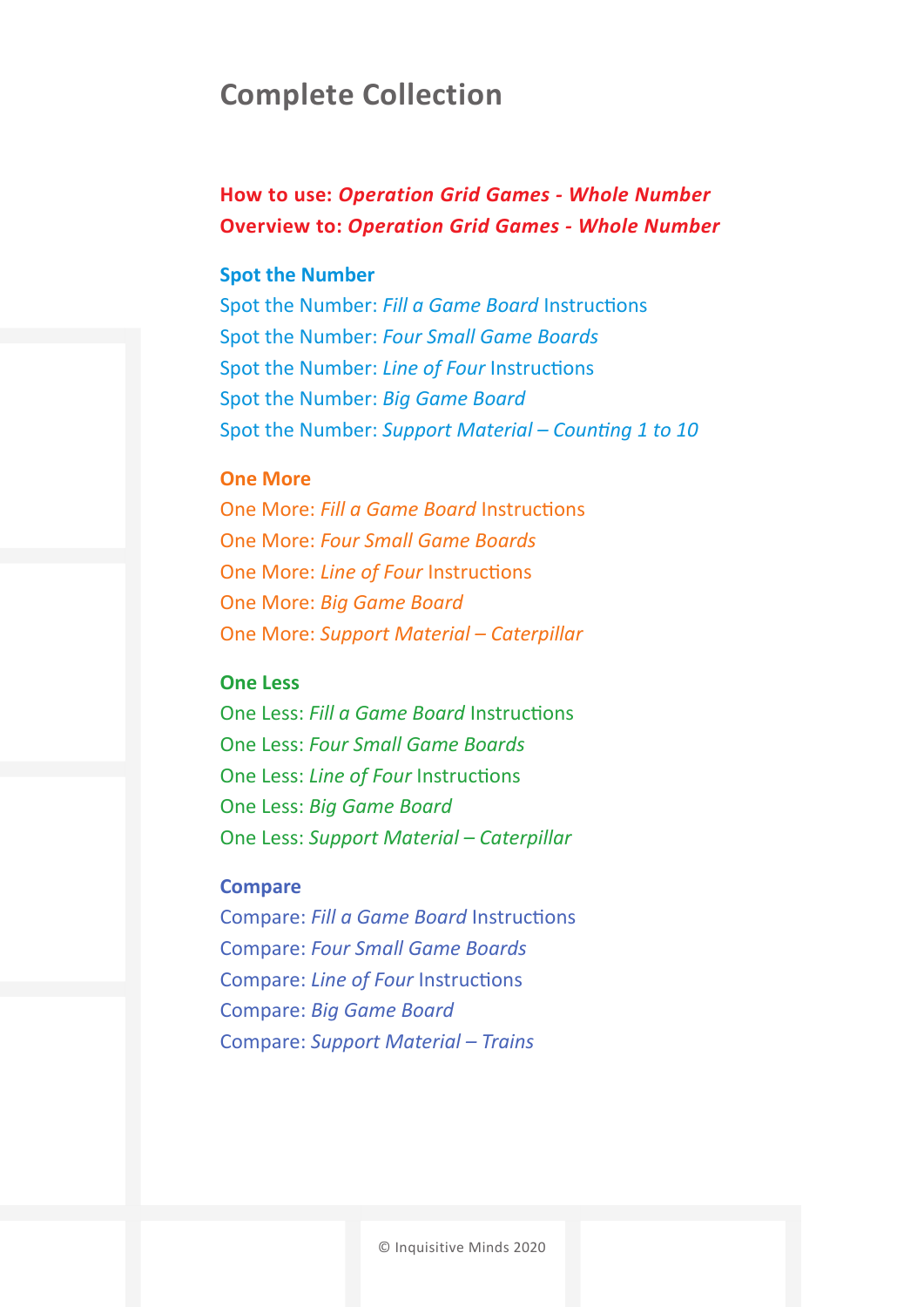# Complete Collection

**How to use: *Operation Grid Games - Whole Number***
**Overview to: *Operation Grid Games - Whole Number***

### Spot the Number

- Spot the Number: *Fill a Game Board* Instructions
- Spot the Number: *Four Small Game Boards*
- Spot the Number: *Line of Four* Instructions
- Spot the Number: *Big Game Board*
- Spot the Number: *Support Material – Counting 1 to 10*

### One More

- One More: *Fill a Game Board* Instructions
- One More: *Four Small Game Boards*
- One More: *Line of Four* Instructions
- One More: *Big Game Board*
- One More: *Support Material – Caterpillar*

### One Less

- One Less: *Fill a Game Board* Instructions
- One Less: *Four Small Game Boards*
- One Less: *Line of Four* Instructions
- One Less: *Big Game Board*
- One Less: *Support Material – Caterpillar*

### Compare

- Compare: *Fill a Game Board* Instructions
- Compare: *Four Small Game Boards*
- Compare: *Line of Four* Instructions
- Compare: *Big Game Board*
- Compare: *Support Material – Trains*

© Inquisitive Minds 2020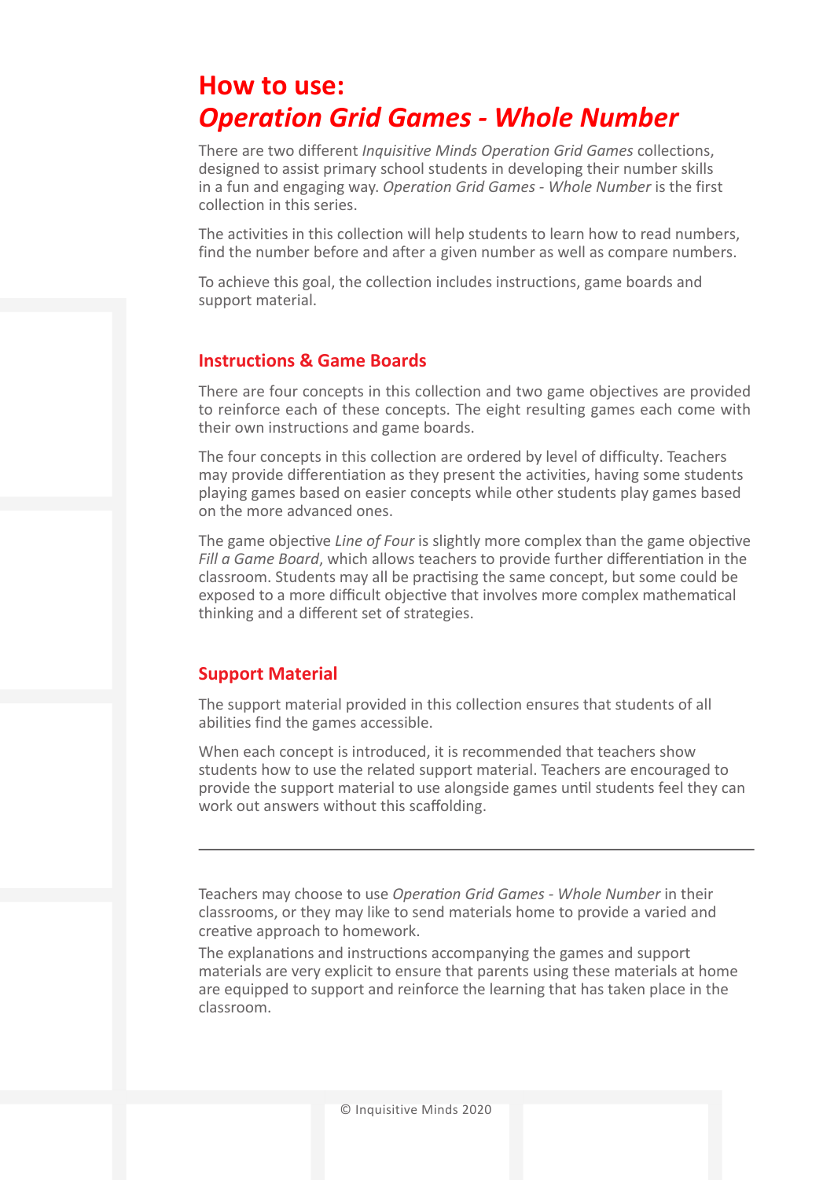# How to use:
# *Operation Grid Games - Whole Number*

There are two different *Inquisitive Minds Operation Grid Games* collections, designed to assist primary school students in developing their number skills in a fun and engaging way. *Operation Grid Games - Whole Number* is the first collection in this series.

The activities in this collection will help students to learn how to read numbers, find the number before and after a given number as well as compare numbers.

To achieve this goal, the collection includes instructions, game boards and support material.

## Instructions & Game Boards

There are four concepts in this collection and two game objectives are provided to reinforce each of these concepts. The eight resulting games each come with their own instructions and game boards.

The four concepts in this collection are ordered by level of difficulty. Teachers may provide differentiation as they present the activities, having some students playing games based on easier concepts while other students play games based on the more advanced ones.

The game objective *Line of Four* is slightly more complex than the game objective *Fill a Game Board*, which allows teachers to provide further differentiation in the classroom. Students may all be practising the same concept, but some could be exposed to a more difficult objective that involves more complex mathematical thinking and a different set of strategies.

## Support Material

The support material provided in this collection ensures that students of all abilities find the games accessible.

When each concept is introduced, it is recommended that teachers show students how to use the related support material. Teachers are encouraged to provide the support material to use alongside games until students feel they can work out answers without this scaffolding.

---

Teachers may choose to use *Operation Grid Games - Whole Number* in their classrooms, or they may like to send materials home to provide a varied and creative approach to homework.

The explanations and instructions accompanying the games and support materials are very explicit to ensure that parents using these materials at home are equipped to support and reinforce the learning that has taken place in the classroom.

© Inquisitive Minds 2020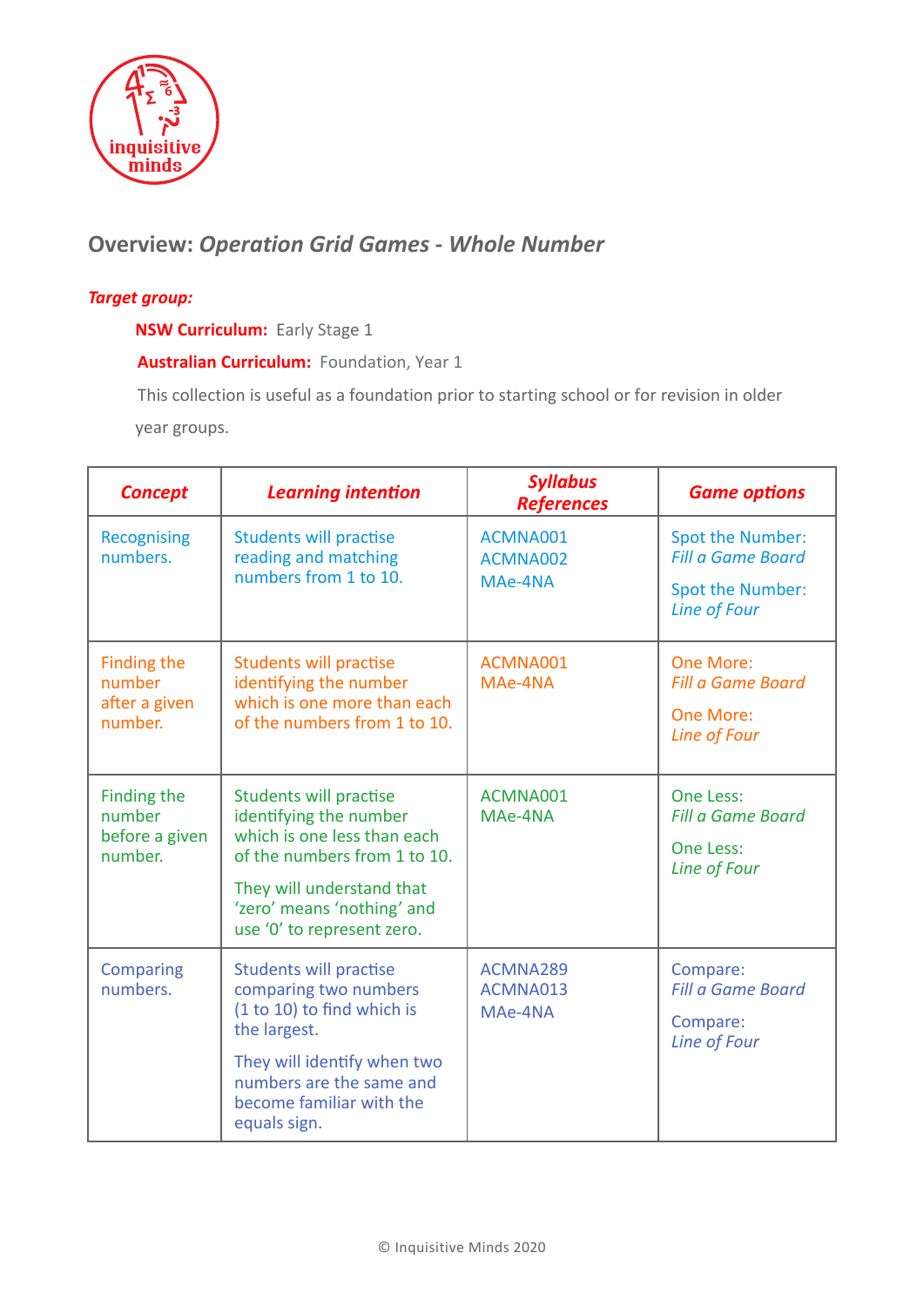## Overview: *Operation Grid Games - Whole Number*

***Target group:***

**NSW Curriculum:** Early Stage 1

**Australian Curriculum:** Foundation, Year 1

This collection is useful as a foundation prior to starting school or for revision in older year groups.

| *Concept* | *Learning intention* | *Syllabus References* | *Game options* |
|---|---|---|---|
| Recognising numbers. | Students will practise reading and matching numbers from 1 to 10. | ACMNA001<br>ACMNA002<br>MAe-4NA | Spot the Number: *Fill a Game Board*<br><br>Spot the Number: *Line of Four* |
| Finding the number after a given number. | Students will practise identifying the number which is one more than each of the numbers from 1 to 10. | ACMNA001<br>MAe-4NA | One More: *Fill a Game Board*<br><br>One More: *Line of Four* |
| Finding the number before a given number. | Students will practise identifying the number which is one less than each of the numbers from 1 to 10.<br><br>They will understand that 'zero' means 'nothing' and use '0' to represent zero. | ACMNA001<br>MAe-4NA | One Less: *Fill a Game Board*<br><br>One Less: *Line of Four* |
| Comparing numbers. | Students will practise comparing two numbers (1 to 10) to find which is the largest.<br><br>They will identify when two numbers are the same and become familiar with the equals sign. | ACMNA289<br>ACMNA013<br>MAe-4NA | Compare: *Fill a Game Board*<br><br>Compare: *Line of Four* |

© Inquisitive Minds 2020